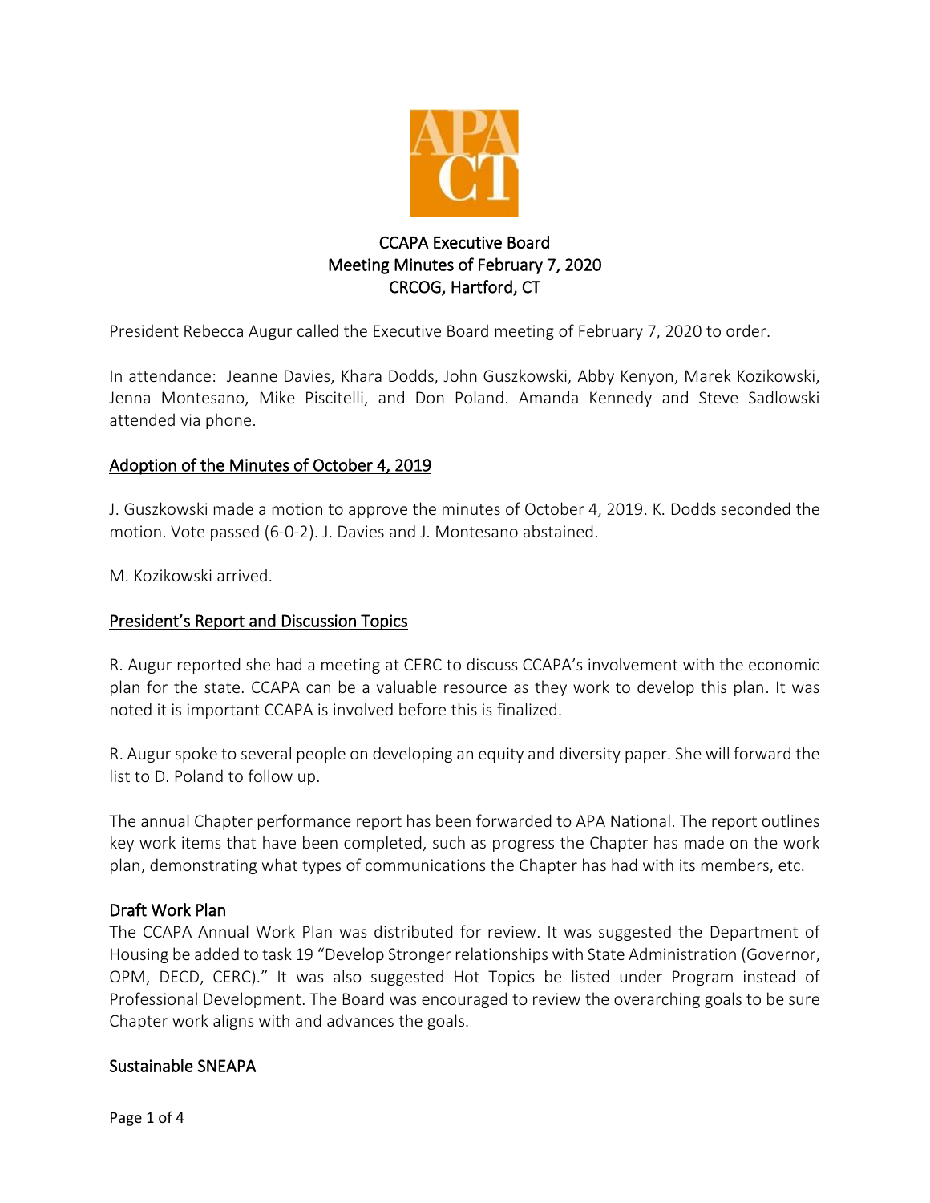# CCAPA Executive Board
## Meeting Minutes of February 7, 2020
## CRCOG, Hartford, CT

President Rebecca Augur called the Executive Board meeting of February 7, 2020 to order.

In attendance: Jeanne Davies, Khara Dodds, John Guszkowski, Abby Kenyon, Marek Kozikowski, Jenna Montesano, Mike Piscitelli, and Don Poland. Amanda Kennedy and Steve Sadlowski attended via phone.

## Adoption of the Minutes of October 4, 2019

J. Guszkowski made a motion to approve the minutes of October 4, 2019. K. Dodds seconded the motion. Vote passed (6-0-2). J. Davies and J. Montesano abstained.

M. Kozikowski arrived.

## President's Report and Discussion Topics

R. Augur reported she had a meeting at CERC to discuss CCAPA's involvement with the economic plan for the state. CCAPA can be a valuable resource as they work to develop this plan. It was noted it is important CCAPA is involved before this is finalized.

R. Augur spoke to several people on developing an equity and diversity paper. She will forward the list to D. Poland to follow up.

The annual Chapter performance report has been forwarded to APA National. The report outlines key work items that have been completed, such as progress the Chapter has made on the work plan, demonstrating what types of communications the Chapter has had with its members, etc.

### Draft Work Plan

The CCAPA Annual Work Plan was distributed for review. It was suggested the Department of Housing be added to task 19 "Develop Stronger relationships with State Administration (Governor, OPM, DECD, CERC)." It was also suggested Hot Topics be listed under Program instead of Professional Development. The Board was encouraged to review the overarching goals to be sure Chapter work aligns with and advances the goals.

### Sustainable SNEAPA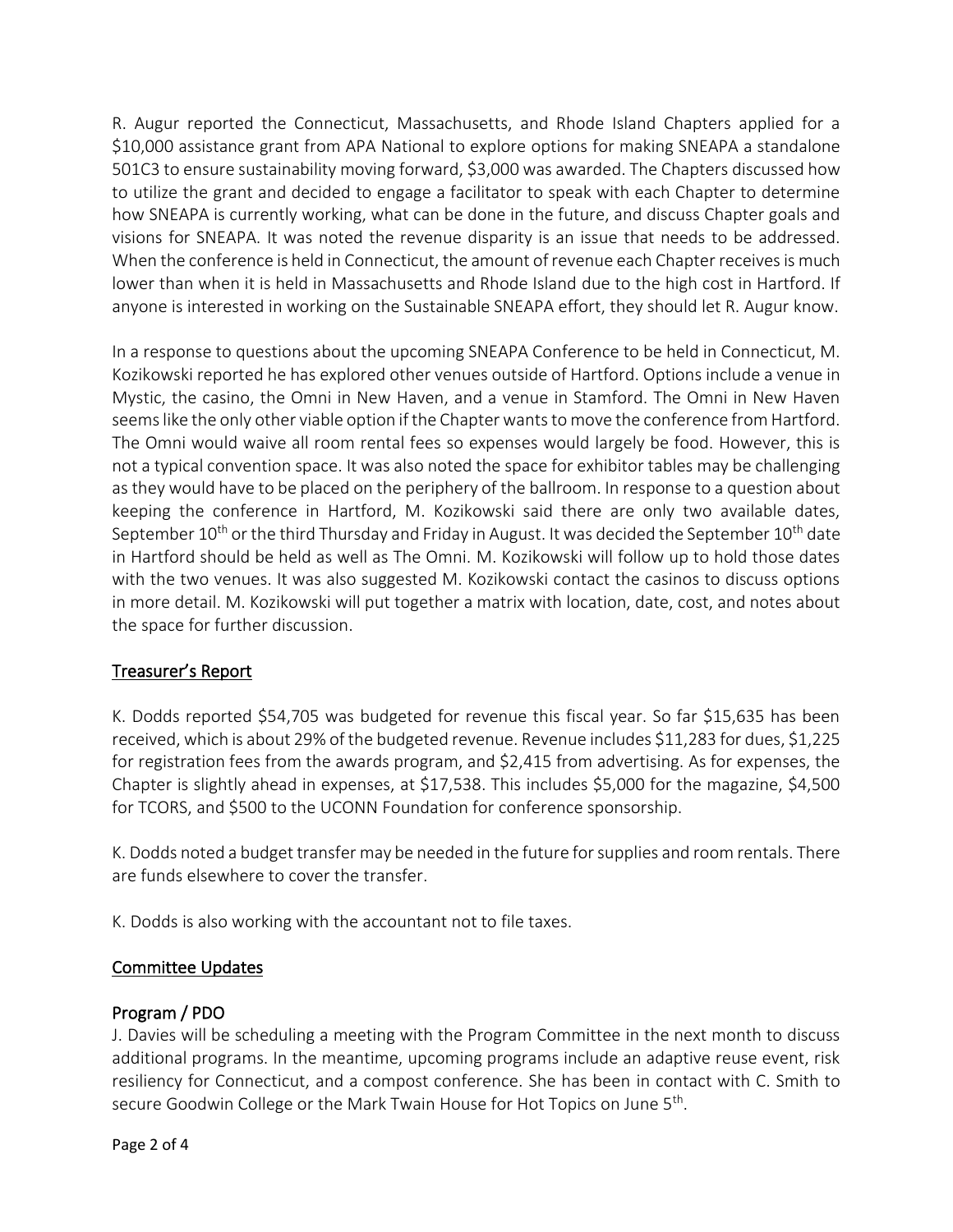R. Augur reported the Connecticut, Massachusetts, and Rhode Island Chapters applied for a $10,000 assistance grant from APA National to explore options for making SNEAPA a standalone 501C3 to ensure sustainability moving forward, $3,000 was awarded. The Chapters discussed how to utilize the grant and decided to engage a facilitator to speak with each Chapter to determine how SNEAPA is currently working, what can be done in the future, and discuss Chapter goals and visions for SNEAPA. It was noted the revenue disparity is an issue that needs to be addressed. When the conference is held in Connecticut, the amount of revenue each Chapter receives is much lower than when it is held in Massachusetts and Rhode Island due to the high cost in Hartford. If anyone is interested in working on the Sustainable SNEAPA effort, they should let R. Augur know.

In a response to questions about the upcoming SNEAPA Conference to be held in Connecticut, M. Kozikowski reported he has explored other venues outside of Hartford. Options include a venue in Mystic, the casino, the Omni in New Haven, and a venue in Stamford. The Omni in New Haven seems like the only other viable option if the Chapter wants to move the conference from Hartford. The Omni would waive all room rental fees so expenses would largely be food. However, this is not a typical convention space. It was also noted the space for exhibitor tables may be challenging as they would have to be placed on the periphery of the ballroom. In response to a question about keeping the conference in Hartford, M. Kozikowski said there are only two available dates, September 10th or the third Thursday and Friday in August. It was decided the September 10th date in Hartford should be held as well as The Omni. M. Kozikowski will follow up to hold those dates with the two venues. It was also suggested M. Kozikowski contact the casinos to discuss options in more detail. M. Kozikowski will put together a matrix with location, date, cost, and notes about the space for further discussion.

## Treasurer's Report

K. Dodds reported $54,705 was budgeted for revenue this fiscal year. So far $15,635 has been received, which is about 29% of the budgeted revenue. Revenue includes $11,283 for dues, $1,225 for registration fees from the awards program, and $2,415 from advertising. As for expenses, the Chapter is slightly ahead in expenses, at $17,538. This includes $5,000 for the magazine, $4,500 for TCORS, and $500 to the UCONN Foundation for conference sponsorship.

K. Dodds noted a budget transfer may be needed in the future for supplies and room rentals. There are funds elsewhere to cover the transfer.

K. Dodds is also working with the accountant not to file taxes.

## Committee Updates

### Program / PDO

J. Davies will be scheduling a meeting with the Program Committee in the next month to discuss additional programs. In the meantime, upcoming programs include an adaptive reuse event, risk resiliency for Connecticut, and a compost conference. She has been in contact with C. Smith to secure Goodwin College or the Mark Twain House for Hot Topics on June 5th.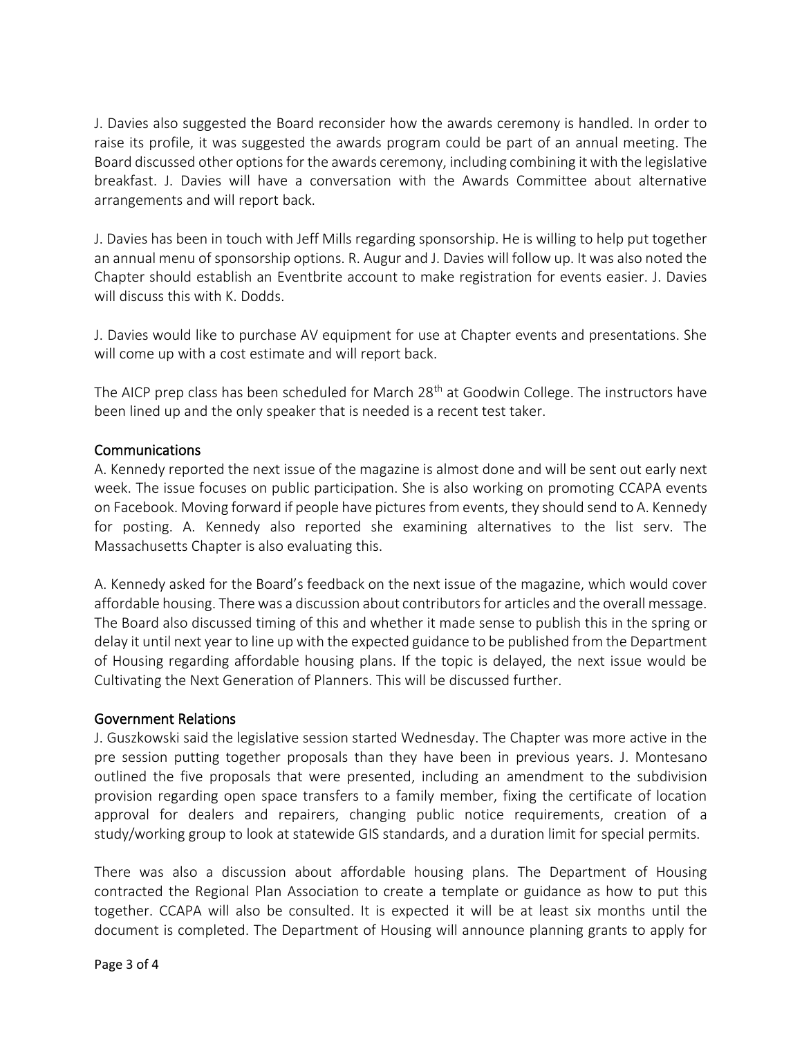J. Davies also suggested the Board reconsider how the awards ceremony is handled. In order to raise its profile, it was suggested the awards program could be part of an annual meeting. The Board discussed other options for the awards ceremony, including combining it with the legislative breakfast. J. Davies will have a conversation with the Awards Committee about alternative arrangements and will report back.

J. Davies has been in touch with Jeff Mills regarding sponsorship. He is willing to help put together an annual menu of sponsorship options. R. Augur and J. Davies will follow up. It was also noted the Chapter should establish an Eventbrite account to make registration for events easier. J. Davies will discuss this with K. Dodds.

J. Davies would like to purchase AV equipment for use at Chapter events and presentations. She will come up with a cost estimate and will report back.

The AICP prep class has been scheduled for March 28th at Goodwin College. The instructors have been lined up and the only speaker that is needed is a recent test taker.

## Communications

A. Kennedy reported the next issue of the magazine is almost done and will be sent out early next week. The issue focuses on public participation. She is also working on promoting CCAPA events on Facebook. Moving forward if people have pictures from events, they should send to A. Kennedy for posting. A. Kennedy also reported she examining alternatives to the list serv. The Massachusetts Chapter is also evaluating this.

A. Kennedy asked for the Board's feedback on the next issue of the magazine, which would cover affordable housing. There was a discussion about contributors for articles and the overall message. The Board also discussed timing of this and whether it made sense to publish this in the spring or delay it until next year to line up with the expected guidance to be published from the Department of Housing regarding affordable housing plans. If the topic is delayed, the next issue would be Cultivating the Next Generation of Planners. This will be discussed further.

## Government Relations

J. Guszkowski said the legislative session started Wednesday. The Chapter was more active in the pre session putting together proposals than they have been in previous years. J. Montesano outlined the five proposals that were presented, including an amendment to the subdivision provision regarding open space transfers to a family member, fixing the certificate of location approval for dealers and repairers, changing public notice requirements, creation of a study/working group to look at statewide GIS standards, and a duration limit for special permits.

There was also a discussion about affordable housing plans. The Department of Housing contracted the Regional Plan Association to create a template or guidance as how to put this together. CCAPA will also be consulted. It is expected it will be at least six months until the document is completed. The Department of Housing will announce planning grants to apply for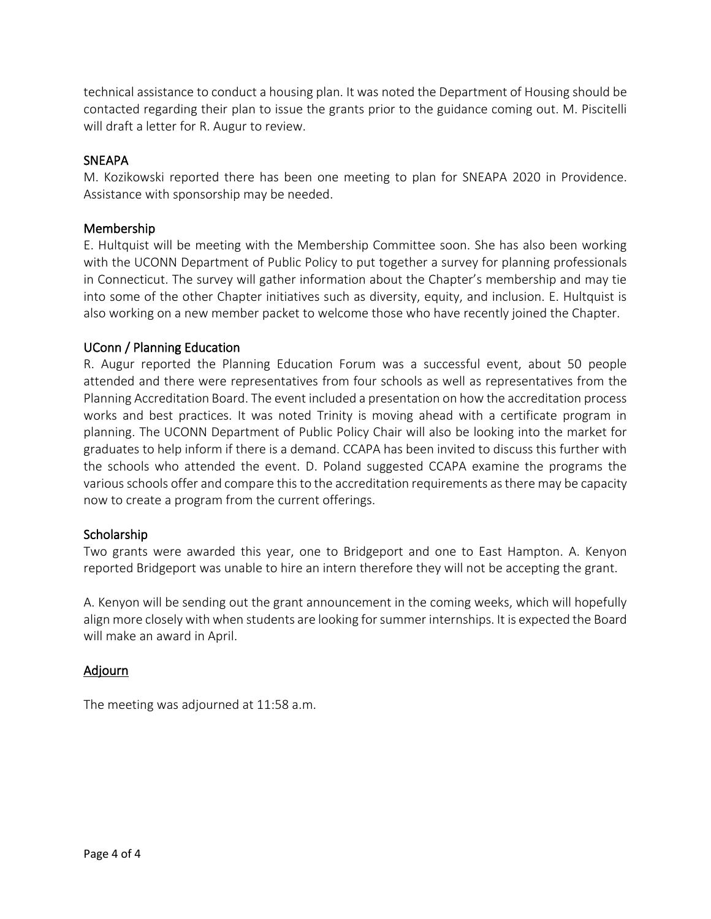technical assistance to conduct a housing plan. It was noted the Department of Housing should be contacted regarding their plan to issue the grants prior to the guidance coming out. M. Piscitelli will draft a letter for R. Augur to review.

### SNEAPA

M. Kozikowski reported there has been one meeting to plan for SNEAPA 2020 in Providence. Assistance with sponsorship may be needed.

### Membership

E. Hultquist will be meeting with the Membership Committee soon. She has also been working with the UCONN Department of Public Policy to put together a survey for planning professionals in Connecticut. The survey will gather information about the Chapter's membership and may tie into some of the other Chapter initiatives such as diversity, equity, and inclusion. E. Hultquist is also working on a new member packet to welcome those who have recently joined the Chapter.

### UConn / Planning Education

R. Augur reported the Planning Education Forum was a successful event, about 50 people attended and there were representatives from four schools as well as representatives from the Planning Accreditation Board. The event included a presentation on how the accreditation process works and best practices. It was noted Trinity is moving ahead with a certificate program in planning. The UCONN Department of Public Policy Chair will also be looking into the market for graduates to help inform if there is a demand. CCAPA has been invited to discuss this further with the schools who attended the event. D. Poland suggested CCAPA examine the programs the various schools offer and compare this to the accreditation requirements as there may be capacity now to create a program from the current offerings.

### Scholarship

Two grants were awarded this year, one to Bridgeport and one to East Hampton. A. Kenyon reported Bridgeport was unable to hire an intern therefore they will not be accepting the grant.

A. Kenyon will be sending out the grant announcement in the coming weeks, which will hopefully align more closely with when students are looking for summer internships. It is expected the Board will make an award in April.

### Adjourn

The meeting was adjourned at 11:58 a.m.